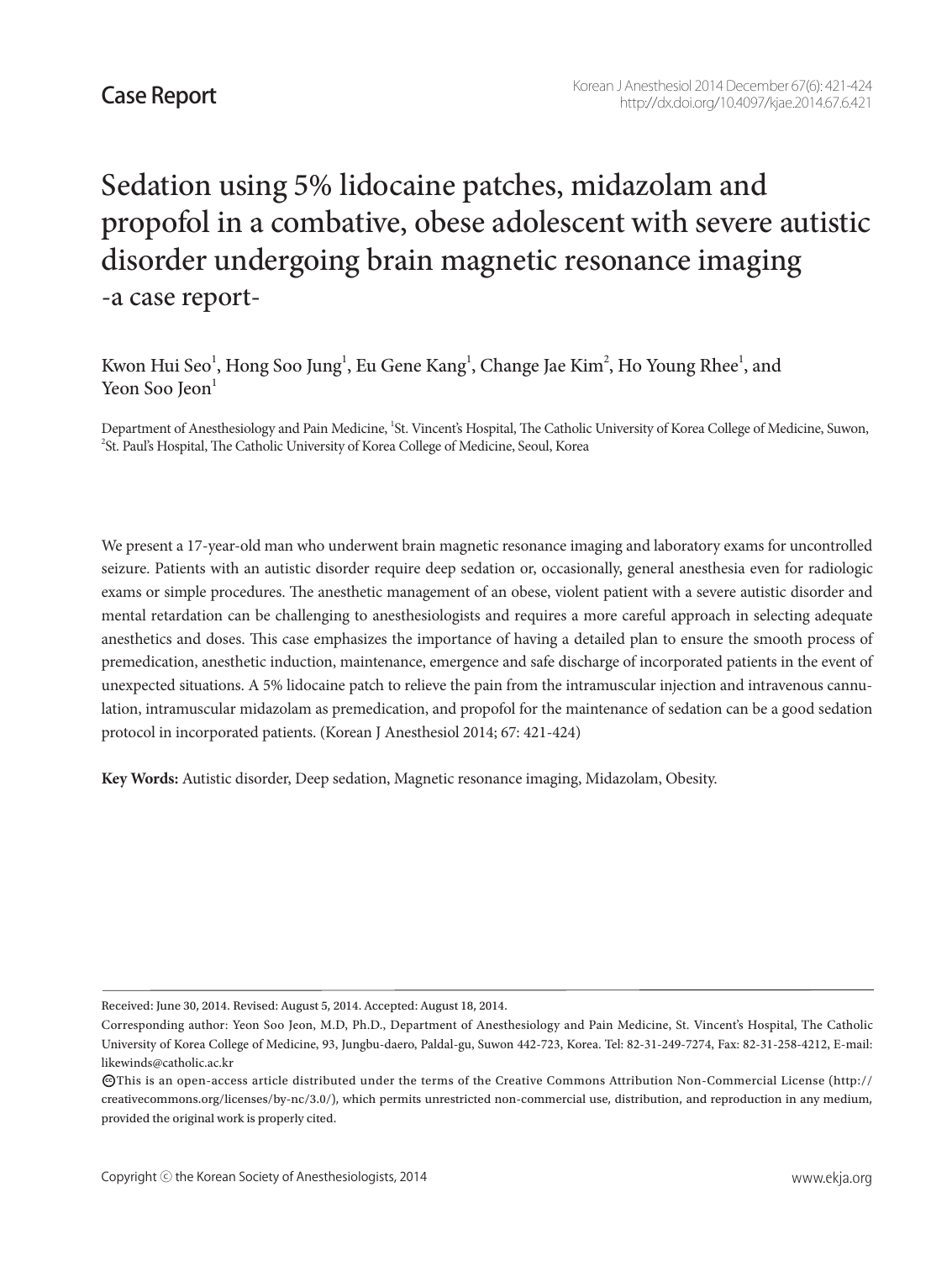Case Report

# Sedation using 5% lidocaine patches, midazolam and propofol in a combative, obese adolescent with severe autistic disorder undergoing brain magnetic resonance imaging

-a case report-

Kwon Hui Seo[1], Hong Soo Jung[1], Eu Gene Kang[1], Change Jae Kim[2], Ho Young Rhee[1], and Yeon Soo Jeon[1]

Department of Anesthesiology and Pain Medicine, [1]St. Vincent's Hospital, The Catholic University of Korea College of Medicine, Suwon, [2]St. Paul's Hospital, The Catholic University of Korea College of Medicine, Seoul, Korea

We present a 17-year-old man who underwent brain magnetic resonance imaging and laboratory exams for uncontrolled seizure. Patients with an autistic disorder require deep sedation or, occasionally, general anesthesia even for radiologic exams or simple procedures. The anesthetic management of an obese, violent patient with a severe autistic disorder and mental retardation can be challenging to anesthesiologists and requires a more careful approach in selecting adequate anesthetics and doses. This case emphasizes the importance of having a detailed plan to ensure the smooth process of premedication, anesthetic induction, maintenance, emergence and safe discharge of incorporated patients in the event of unexpected situations. A 5% lidocaine patch to relieve the pain from the intramuscular injection and intravenous cannulation, intramuscular midazolam as premedication, and propofol for the maintenance of sedation can be a good sedation protocol in incorporated patients. (Korean J Anesthesiol 2014; 67: 421-424)

**Key Words:** Autistic disorder, Deep sedation, Magnetic resonance imaging, Midazolam, Obesity.

Received: June 30, 2014. Revised: August 5, 2014. Accepted: August 18, 2014.

Corresponding author: Yeon Soo Jeon, M.D, Ph.D., Department of Anesthesiology and Pain Medicine, St. Vincent's Hospital, The Catholic University of Korea College of Medicine, 93, Jungbu-daero, Paldal-gu, Suwon 442-723, Korea. Tel: 82-31-249-7274, Fax: 82-31-258-4212, E-mail: likewinds@catholic.ac.kr

This is an open-access article distributed under the terms of the Creative Commons Attribution Non-Commercial License (http://creativecommons.org/licenses/by-nc/3.0/), which permits unrestricted non-commercial use, distribution, and reproduction in any medium, provided the original work is properly cited.

Copyright © the Korean Society of Anesthesiologists, 2014

www.ekja.org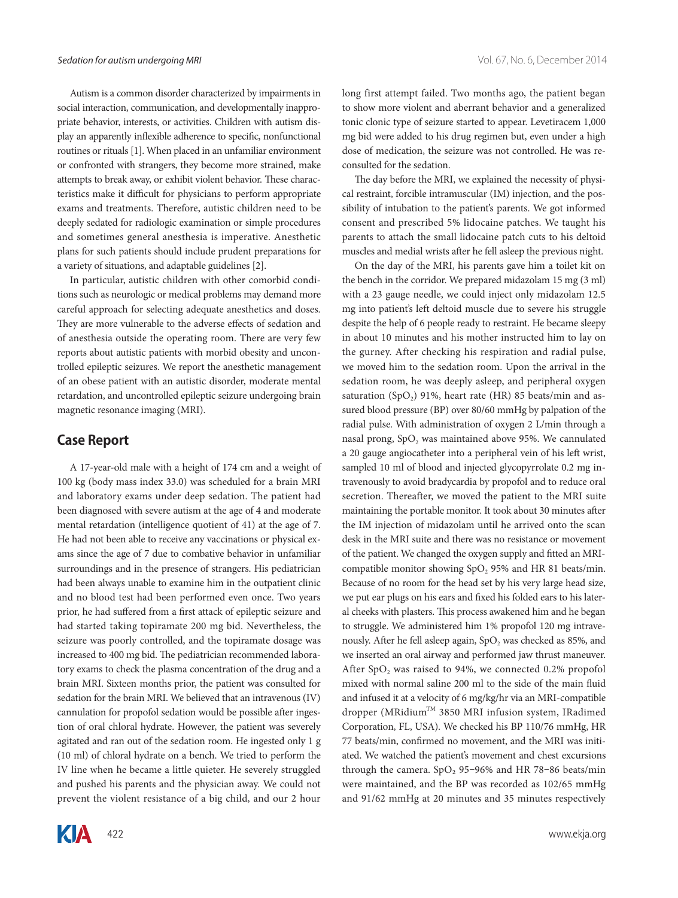Autism is a common disorder characterized by impairments in social interaction, communication, and developmentally inappropriate behavior, interests, or activities. Children with autism display an apparently inflexible adherence to specific, nonfunctional routines or rituals [1]. When placed in an unfamiliar environment or confronted with strangers, they become more strained, make attempts to break away, or exhibit violent behavior. These characteristics make it difficult for physicians to perform appropriate exams and treatments. Therefore, autistic children need to be deeply sedated for radiologic examination or simple procedures and sometimes general anesthesia is imperative. Anesthetic plans for such patients should include prudent preparations for a variety of situations, and adaptable guidelines [2].

In particular, autistic children with other comorbid conditions such as neurologic or medical problems may demand more careful approach for selecting adequate anesthetics and doses. They are more vulnerable to the adverse effects of sedation and of anesthesia outside the operating room. There are very few reports about autistic patients with morbid obesity and uncontrolled epileptic seizures. We report the anesthetic management of an obese patient with an autistic disorder, moderate mental retardation, and uncontrolled epileptic seizure undergoing brain magnetic resonance imaging (MRI).

## Case Report

A 17-year-old male with a height of 174 cm and a weight of 100 kg (body mass index 33.0) was scheduled for a brain MRI and laboratory exams under deep sedation. The patient had been diagnosed with severe autism at the age of 4 and moderate mental retardation (intelligence quotient of 41) at the age of 7. He had not been able to receive any vaccinations or physical exams since the age of 7 due to combative behavior in unfamiliar surroundings and in the presence of strangers. His pediatrician had been always unable to examine him in the outpatient clinic and no blood test had been performed even once. Two years prior, he had suffered from a first attack of epileptic seizure and had started taking topiramate 200 mg bid. Nevertheless, the seizure was poorly controlled, and the topiramate dosage was increased to 400 mg bid. The pediatrician recommended laboratory exams to check the plasma concentration of the drug and a brain MRI. Sixteen months prior, the patient was consulted for sedation for the brain MRI. We believed that an intravenous (IV) cannulation for propofol sedation would be possible after ingestion of oral chloral hydrate. However, the patient was severely agitated and ran out of the sedation room. He ingested only 1 g (10 ml) of chloral hydrate on a bench. We tried to perform the IV line when he became a little quieter. He severely struggled and pushed his parents and the physician away. We could not prevent the violent resistance of a big child, and our 2 hour long first attempt failed. Two months ago, the patient began to show more violent and aberrant behavior and a generalized tonic clonic type of seizure started to appear. Levetiracem 1,000 mg bid were added to his drug regimen but, even under a high dose of medication, the seizure was not controlled. He was reconsulted for the sedation.

The day before the MRI, we explained the necessity of physical restraint, forcible intramuscular (IM) injection, and the possibility of intubation to the patient's parents. We got informed consent and prescribed 5% lidocaine patches. We taught his parents to attach the small lidocaine patch cuts to his deltoid muscles and medial wrists after he fell asleep the previous night.

On the day of the MRI, his parents gave him a toilet kit on the bench in the corridor. We prepared midazolam 15 mg (3 ml) with a 23 gauge needle, we could inject only midazolam 12.5 mg into patient's left deltoid muscle due to severe his struggle despite the help of 6 people ready to restraint. He became sleepy in about 10 minutes and his mother instructed him to lay on the gurney. After checking his respiration and radial pulse, we moved him to the sedation room. Upon the arrival in the sedation room, he was deeply asleep, and peripheral oxygen saturation ($SpO_2$) 91%, heart rate (HR) 85 beats/min and assured blood pressure (BP) over 80/60 mmHg by palpation of the radial pulse. With administration of oxygen 2 L/min through a nasal prong, $SpO_2$ was maintained above 95%. We cannulated a 20 gauge angiocatheter into a peripheral vein of his left wrist, sampled 10 ml of blood and injected glycopyrrolate 0.2 mg intravenously to avoid bradycardia by propofol and to reduce oral secretion. Thereafter, we moved the patient to the MRI suite maintaining the portable monitor. It took about 30 minutes after the IM injection of midazolam until he arrived onto the scan desk in the MRI suite and there was no resistance or movement of the patient. We changed the oxygen supply and fitted an MRI-compatible monitor showing $SpO_2$ 95% and HR 81 beats/min. Because of no room for the head set by his very large head size, we put ear plugs on his ears and fixed his folded ears to his lateral cheeks with plasters. This process awakened him and he began to struggle. We administered him 1% propofol 120 mg intravenously. After he fell asleep again, $SpO_2$ was checked as 85%, and we inserted an oral airway and performed jaw thrust maneuver. After $SpO_2$ was raised to 94%, we connected 0.2% propofol mixed with normal saline 200 ml to the side of the main fluid and infused it at a velocity of 6 mg/kg/hr via an MRI-compatible dropper (MRidium™ 3850 MRI infusion system, IRadimed Corporation, FL, USA). We checked his BP 110/76 mmHg, HR 77 beats/min, confirmed no movement, and the MRI was initiated. We watched the patient's movement and chest excursions through the camera. $SpO_2$ 95–96% and HR 78–86 beats/min were maintained, and the BP was recorded as 102/65 mmHg and 91/62 mmHg at 20 minutes and 35 minutes respectively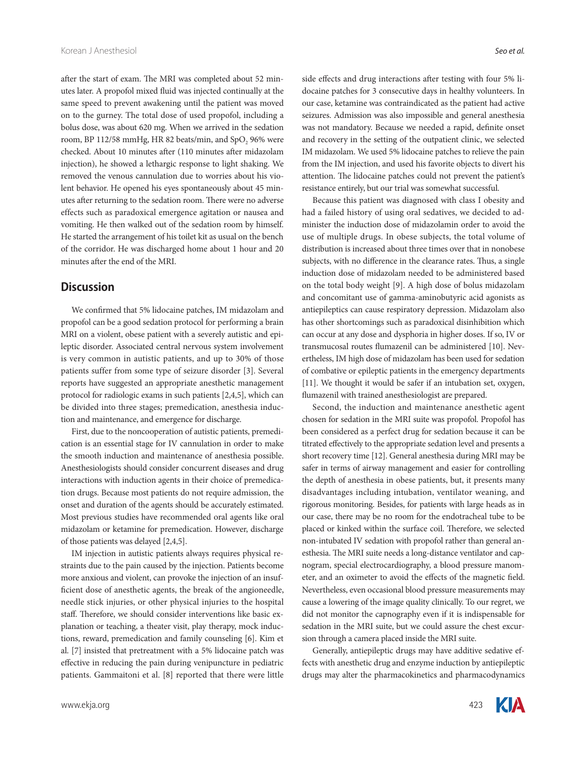after the start of exam. The MRI was completed about 52 minutes later. A propofol mixed fluid was injected continually at the same speed to prevent awakening until the patient was moved on to the gurney. The total dose of used propofol, including a bolus dose, was about 620 mg. When we arrived in the sedation room, BP 112/58 mmHg, HR 82 beats/min, and $SpO_2$ 96% were checked. About 10 minutes after (110 minutes after midazolam injection), he showed a lethargic response to light shaking. We removed the venous cannulation due to worries about his violent behavior. He opened his eyes spontaneously about 45 minutes after returning to the sedation room. There were no adverse effects such as paradoxical emergence agitation or nausea and vomiting. He then walked out of the sedation room by himself. He started the arrangement of his toilet kit as usual on the bench of the corridor. He was discharged home about 1 hour and 20 minutes after the end of the MRI.

## Discussion

We confirmed that 5% lidocaine patches, IM midazolam and propofol can be a good sedation protocol for performing a brain MRI on a violent, obese patient with a severely autistic and epileptic disorder. Associated central nervous system involvement is very common in autistic patients, and up to 30% of those patients suffer from some type of seizure disorder [3]. Several reports have suggested an appropriate anesthetic management protocol for radiologic exams in such patients [2,4,5], which can be divided into three stages; premedication, anesthesia induction and maintenance, and emergence for discharge.

First, due to the noncooperation of autistic patients, premedication is an essential stage for IV cannulation in order to make the smooth induction and maintenance of anesthesia possible. Anesthesiologists should consider concurrent diseases and drug interactions with induction agents in their choice of premedication drugs. Because most patients do not require admission, the onset and duration of the agents should be accurately estimated. Most previous studies have recommended oral agents like oral midazolam or ketamine for premedication. However, discharge of those patients was delayed [2,4,5].

IM injection in autistic patients always requires physical restraints due to the pain caused by the injection. Patients become more anxious and violent, can provoke the injection of an insufficient dose of anesthetic agents, the break of the angioneedle, needle stick injuries, or other physical injuries to the hospital staff. Therefore, we should consider interventions like basic explanation or teaching, a theater visit, play therapy, mock inductions, reward, premedication and family counseling [6]. Kim et al. [7] insisted that pretreatment with a 5% lidocaine patch was effective in reducing the pain during venipuncture in pediatric patients. Gammaitoni et al. [8] reported that there were little side effects and drug interactions after testing with four 5% lidocaine patches for 3 consecutive days in healthy volunteers. In our case, ketamine was contraindicated as the patient had active seizures. Admission was also impossible and general anesthesia was not mandatory. Because we needed a rapid, definite onset and recovery in the setting of the outpatient clinic, we selected IM midazolam. We used 5% lidocaine patches to relieve the pain from the IM injection, and used his favorite objects to divert his attention. The lidocaine patches could not prevent the patient's resistance entirely, but our trial was somewhat successful.

Because this patient was diagnosed with class I obesity and had a failed history of using oral sedatives, we decided to administer the induction dose of midazolamin order to avoid the use of multiple drugs. In obese subjects, the total volume of distribution is increased about three times over that in nonobese subjects, with no difference in the clearance rates. Thus, a single induction dose of midazolam needed to be administered based on the total body weight [9]. A high dose of bolus midazolam and concomitant use of gamma-aminobutyric acid agonists as antiepileptics can cause respiratory depression. Midazolam also has other shortcomings such as paradoxical disinhibition which can occur at any dose and dysphoria in higher doses. If so, IV or transmucosal routes flumazenil can be administered [10]. Nevertheless, IM high dose of midazolam has been used for sedation of combative or epileptic patients in the emergency departments [11]. We thought it would be safer if an intubation set, oxygen, flumazenil with trained anesthesiologist are prepared.

Second, the induction and maintenance anesthetic agent chosen for sedation in the MRI suite was propofol. Propofol has been considered as a perfect drug for sedation because it can be titrated effectively to the appropriate sedation level and presents a short recovery time [12]. General anesthesia during MRI may be safer in terms of airway management and easier for controlling the depth of anesthesia in obese patients, but, it presents many disadvantages including intubation, ventilator weaning, and rigorous monitoring. Besides, for patients with large heads as in our case, there may be no room for the endotracheal tube to be placed or kinked within the surface coil. Therefore, we selected non-intubated IV sedation with propofol rather than general anesthesia. The MRI suite needs a long-distance ventilator and capnogram, special electrocardiography, a blood pressure manometer, and an oximeter to avoid the effects of the magnetic field. Nevertheless, even occasional blood pressure measurements may cause a lowering of the image quality clinically. To our regret, we did not monitor the capnography even if it is indispensable for sedation in the MRI suite, but we could assure the chest excursion through a camera placed inside the MRI suite.

Generally, antiepileptic drugs may have additive sedative effects with anesthetic drug and enzyme induction by antiepileptic drugs may alter the pharmacokinetics and pharmacodynamics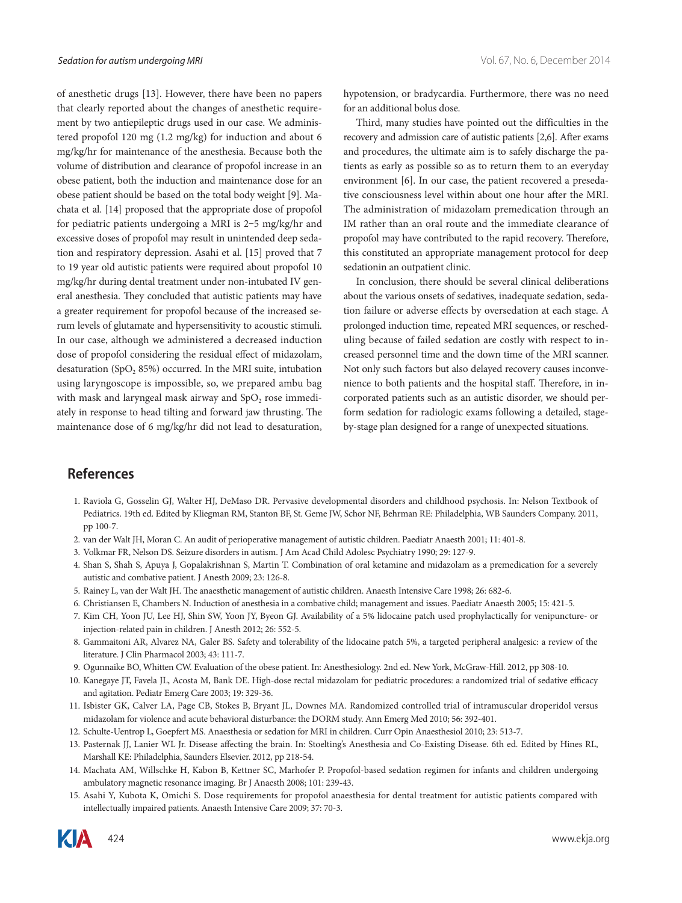of anesthetic drugs [13]. However, there have been no papers that clearly reported about the changes of anesthetic requirement by two antiepileptic drugs used in our case. We administered propofol 120 mg (1.2 mg/kg) for induction and about 6 mg/kg/hr for maintenance of the anesthesia. Because both the volume of distribution and clearance of propofol increase in an obese patient, both the induction and maintenance dose for an obese patient should be based on the total body weight [9]. Machata et al. [14] proposed that the appropriate dose of propofol for pediatric patients undergoing a MRI is 2–5 mg/kg/hr and excessive doses of propofol may result in unintended deep sedation and respiratory depression. Asahi et al. [15] proved that 7 to 19 year old autistic patients were required about propofol 10 mg/kg/hr during dental treatment under non-intubated IV general anesthesia. They concluded that autistic patients may have a greater requirement for propofol because of the increased serum levels of glutamate and hypersensitivity to acoustic stimuli. In our case, although we administered a decreased induction dose of propofol considering the residual effect of midazolam, desaturation ($SpO_2$ 85%) occurred. In the MRI suite, intubation using laryngoscope is impossible, so, we prepared ambu bag with mask and laryngeal mask airway and $SpO_2$ rose immediately in response to head tilting and forward jaw thrusting. The maintenance dose of 6 mg/kg/hr did not lead to desaturation, hypotension, or bradycardia. Furthermore, there was no need for an additional bolus dose.

Third, many studies have pointed out the difficulties in the recovery and admission care of autistic patients [2,6]. After exams and procedures, the ultimate aim is to safely discharge the patients as early as possible so as to return them to an everyday environment [6]. In our case, the patient recovered a presedative consciousness level within about one hour after the MRI. The administration of midazolam premedication through an IM rather than an oral route and the immediate clearance of propofol may have contributed to the rapid recovery. Therefore, this constituted an appropriate management protocol for deep sedationin an outpatient clinic.

In conclusion, there should be several clinical deliberations about the various onsets of sedatives, inadequate sedation, sedation failure or adverse effects by oversedation at each stage. A prolonged induction time, repeated MRI sequences, or rescheduling because of failed sedation are costly with respect to increased personnel time and the down time of the MRI scanner. Not only such factors but also delayed recovery causes inconvenience to both patients and the hospital staff. Therefore, in incorporated patients such as an autistic disorder, we should perform sedation for radiologic exams following a detailed, stage-by-stage plan designed for a range of unexpected situations.

## References

1. Raviola G, Gosselin GJ, Walter HJ, DeMaso DR. Pervasive developmental disorders and childhood psychosis. In: Nelson Textbook of Pediatrics. 19th ed. Edited by Kliegman RM, Stanton BF, St. Geme JW, Schor NF, Behrman RE: Philadelphia, WB Saunders Company. 2011, pp 100-7.
2. van der Walt JH, Moran C. An audit of perioperative management of autistic children. Paediatr Anaesth 2001; 11: 401-8.
3. Volkmar FR, Nelson DS. Seizure disorders in autism. J Am Acad Child Adolesc Psychiatry 1990; 29: 127-9.
4. Shan S, Shah S, Apuya J, Gopalakrishnan S, Martin T. Combination of oral ketamine and midazolam as a premedication for a severely autistic and combative patient. J Anesth 2009; 23: 126-8.
5. Rainey L, van der Walt JH. The anaesthetic management of autistic children. Anaesth Intensive Care 1998; 26: 682-6.
6. Christiansen E, Chambers N. Induction of anesthesia in a combative child; management and issues. Paediatr Anaesth 2005; 15: 421-5.
7. Kim CH, Yoon JU, Lee HJ, Shin SW, Yoon JY, Byeon GJ. Availability of a 5% lidocaine patch used prophylactically for venipuncture- or injection-related pain in children. J Anesth 2012; 26: 552-5.
8. Gammaitoni AR, Alvarez NA, Galer BS. Safety and tolerability of the lidocaine patch 5%, a targeted peripheral analgesic: a review of the literature. J Clin Pharmacol 2003; 43: 111-7.
9. Ogunnaike BO, Whitten CW. Evaluation of the obese patient. In: Anesthesiology. 2nd ed. New York, McGraw-Hill. 2012, pp 308-10.
10. Kanegaye JT, Favela JL, Acosta M, Bank DE. High-dose rectal midazolam for pediatric procedures: a randomized trial of sedative efficacy and agitation. Pediatr Emerg Care 2003; 19: 329-36.
11. Isbister GK, Calver LA, Page CB, Stokes B, Bryant JL, Downes MA. Randomized controlled trial of intramuscular droperidol versus midazolam for violence and acute behavioral disturbance: the DORM study. Ann Emerg Med 2010; 56: 392-401.
12. Schulte-Uentrop L, Goepfert MS. Anaesthesia or sedation for MRI in children. Curr Opin Anaesthesiol 2010; 23: 513-7.
13. Pasternak JJ, Lanier WL Jr. Disease affecting the brain. In: Stoelting's Anesthesia and Co-Existing Disease. 6th ed. Edited by Hines RL, Marshall KE: Philadelphia, Saunders Elsevier. 2012, pp 218-54.
14. Machata AM, Willschke H, Kabon B, Kettner SC, Marhofer P. Propofol-based sedation regimen for infants and children undergoing ambulatory magnetic resonance imaging. Br J Anaesth 2008; 101: 239-43.
15. Asahi Y, Kubota K, Omichi S. Dose requirements for propofol anaesthesia for dental treatment for autistic patients compared with intellectually impaired patients. Anaesth Intensive Care 2009; 37: 70-3.